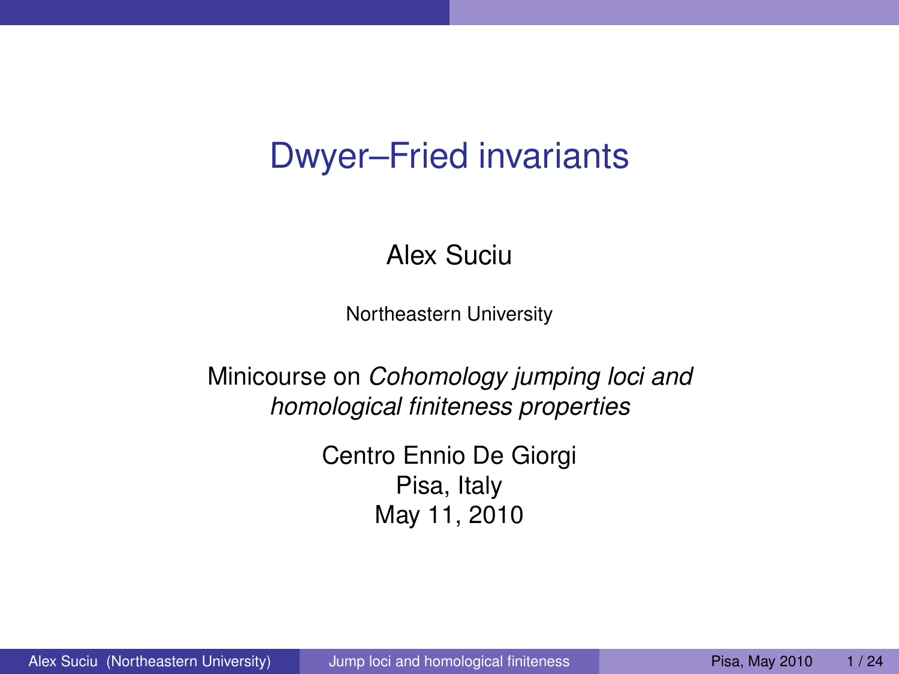# Dwyer–Fried invariants

Alex Suciu

Northeastern University

Minicourse on *Cohomology jumping loci and homological finiteness properties*

Centro Ennio De Giorgi
Pisa, Italy
May 11, 2010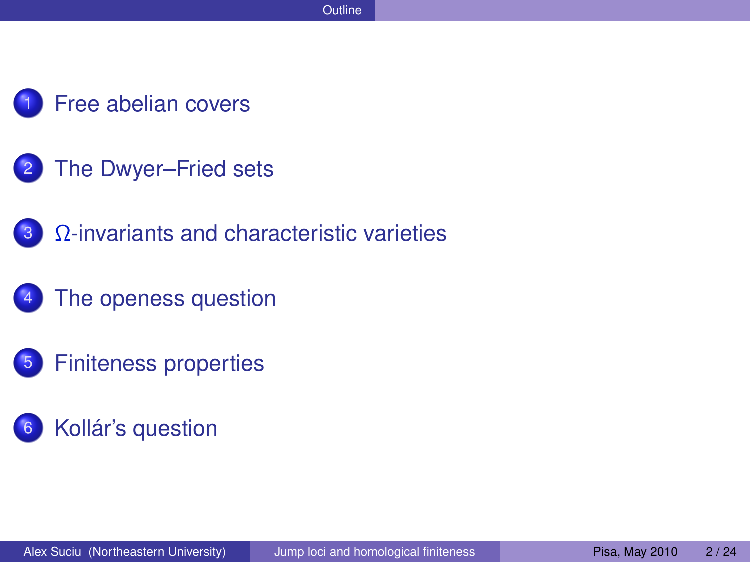## Outline

1. Free abelian covers
2. The Dwyer–Fried sets
3. $\Omega$-invariants and characteristic varieties
4. The openess question
5. Finiteness properties
6. Kollár's question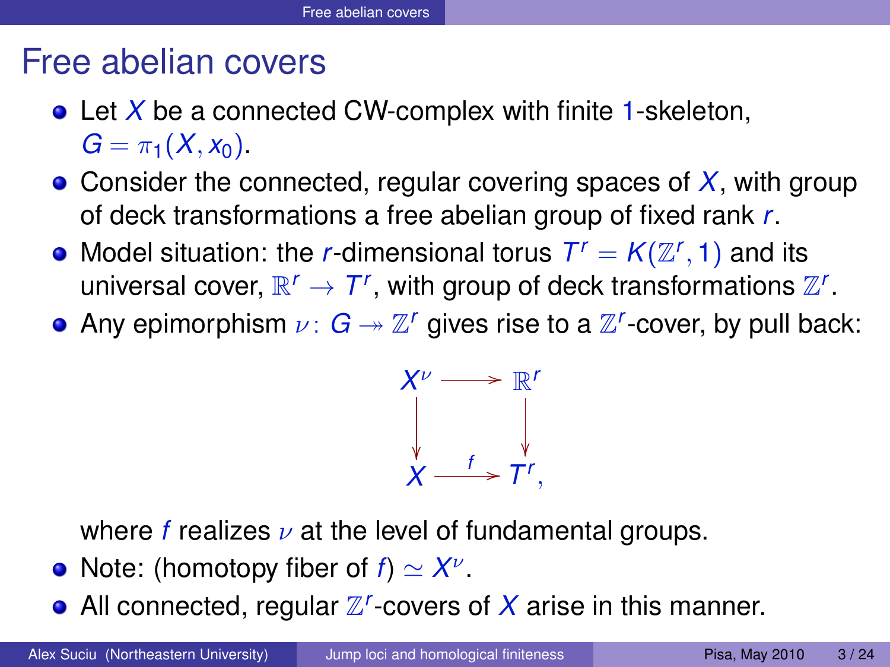# Free abelian covers

- Let $X$ be a connected CW-complex with finite 1-skeleton, $G = \pi_1(X, x_0)$.
- Consider the connected, regular covering spaces of $X$, with group of deck transformations a free abelian group of fixed rank $r$.
- Model situation: the $r$-dimensional torus $T^r = K(\mathbb{Z}^r, 1)$ and its universal cover, $\mathbb{R}^r \to T^r$, with group of deck transformations $\mathbb{Z}^r$.
- Any epimorphism $\nu\colon G \twoheadrightarrow \mathbb{Z}^r$ gives rise to a $\mathbb{Z}^r$-cover, by pull back:

$$\begin{array}{ccc} X^\nu & \longrightarrow & \mathbb{R}^r \\ \big\downarrow & & \big\downarrow \\ X & \xrightarrow{\ f\ } & T^r, \end{array}$$

  where $f$ realizes $\nu$ at the level of fundamental groups.
- Note: (homotopy fiber of $f$) $\simeq X^\nu$.
- All connected, regular $\mathbb{Z}^r$-covers of $X$ arise in this manner.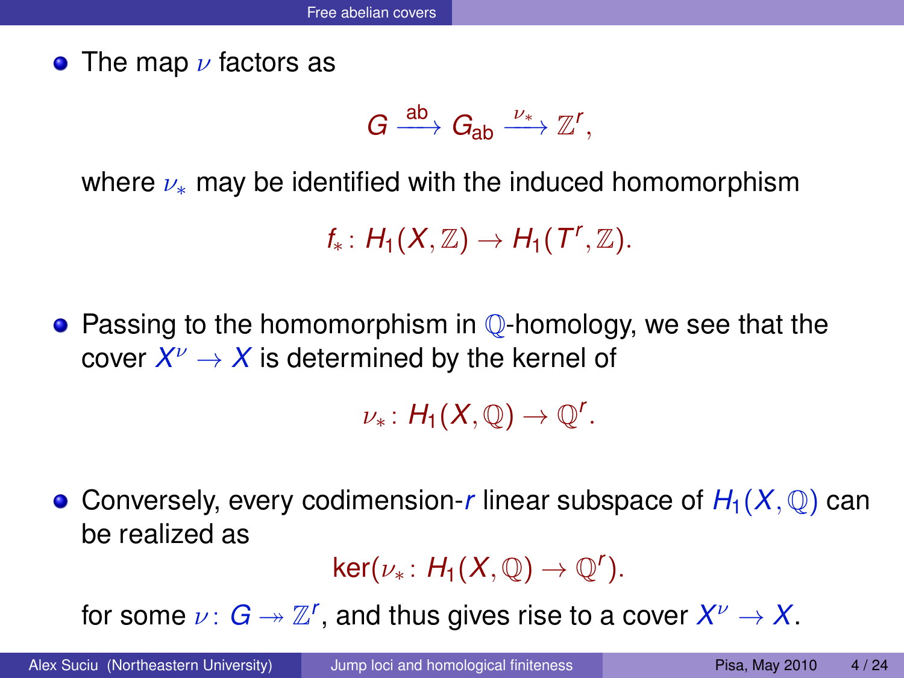- The map $\nu$ factors as

$$G \xrightarrow{\text{ab}} G_{\text{ab}} \xrightarrow{\nu_*} \mathbb{Z}^r,$$

where $\nu_*$ may be identified with the induced homomorphism

$$f_* \colon H_1(X, \mathbb{Z}) \to H_1(T^r, \mathbb{Z}).$$

- Passing to the homomorphism in $\mathbb{Q}$-homology, we see that the cover $X^\nu \to X$ is determined by the kernel of

$$\nu_* \colon H_1(X, \mathbb{Q}) \to \mathbb{Q}^r.$$

- Conversely, every codimension-$r$ linear subspace of $H_1(X, \mathbb{Q})$ can be realized as

$$\ker(\nu_* \colon H_1(X, \mathbb{Q}) \to \mathbb{Q}^r).$$

for some $\nu \colon G \twoheadrightarrow \mathbb{Z}^r$, and thus gives rise to a cover $X^\nu \to X$.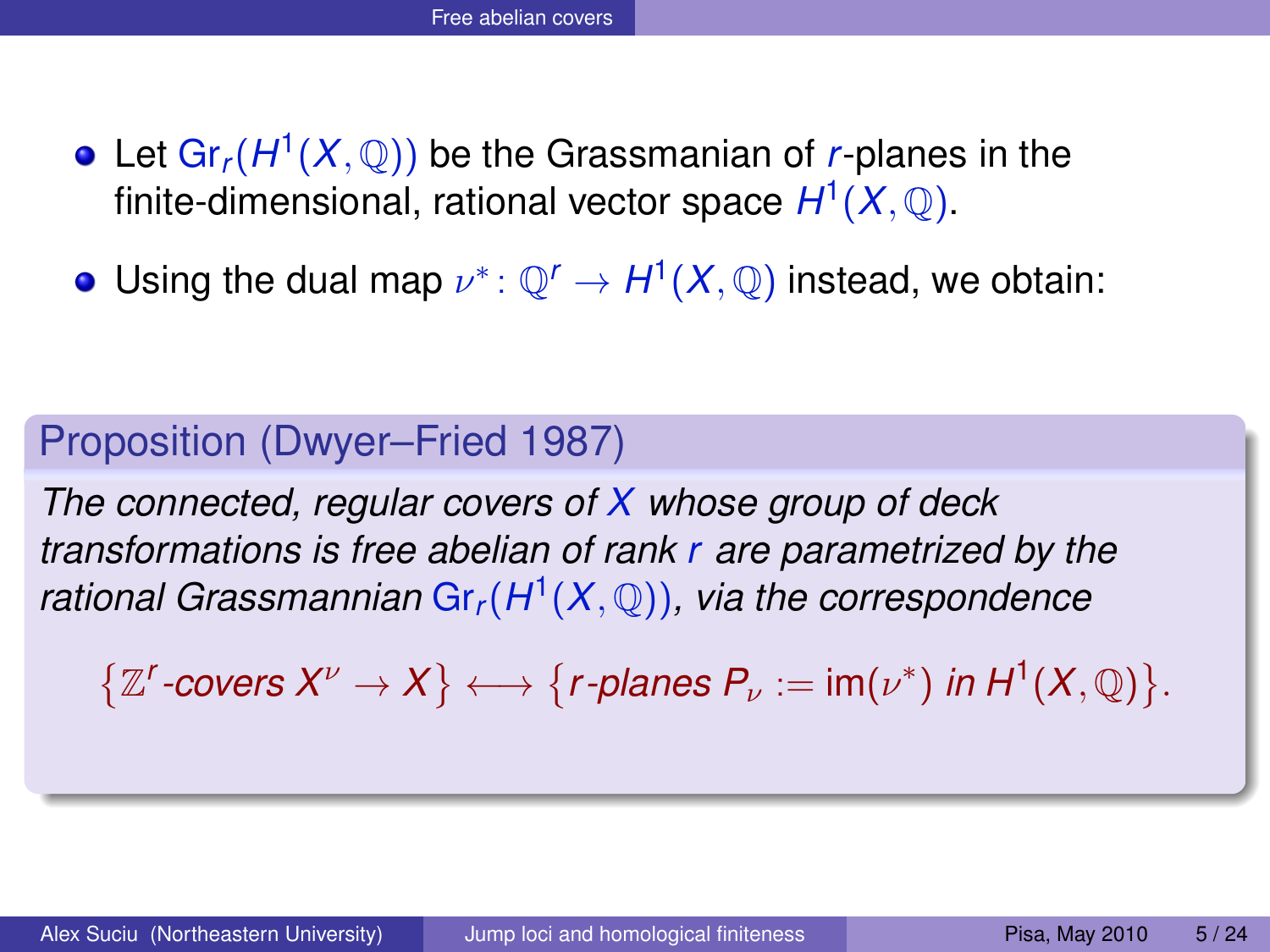## Free abelian covers

- Let $\mathrm{Gr}_r(H^1(X,\mathbb{Q}))$ be the Grassmanian of $r$-planes in the finite-dimensional, rational vector space $H^1(X,\mathbb{Q})$.
- Using the dual map $\nu^*\colon \mathbb{Q}^r \to H^1(X,\mathbb{Q})$ instead, we obtain:

**Proposition (Dwyer–Fried 1987)**

*The connected, regular covers of $X$ whose group of deck transformations is free abelian of rank $r$ are parametrized by the rational Grassmannian $\mathrm{Gr}_r(H^1(X,\mathbb{Q}))$, via the correspondence*

$$\big\{\mathbb{Z}^r\text{-covers } X^\nu \to X\big\} \longleftrightarrow \big\{r\text{-planes } P_\nu := \mathrm{im}(\nu^*) \text{ in } H^1(X,\mathbb{Q})\big\}.$$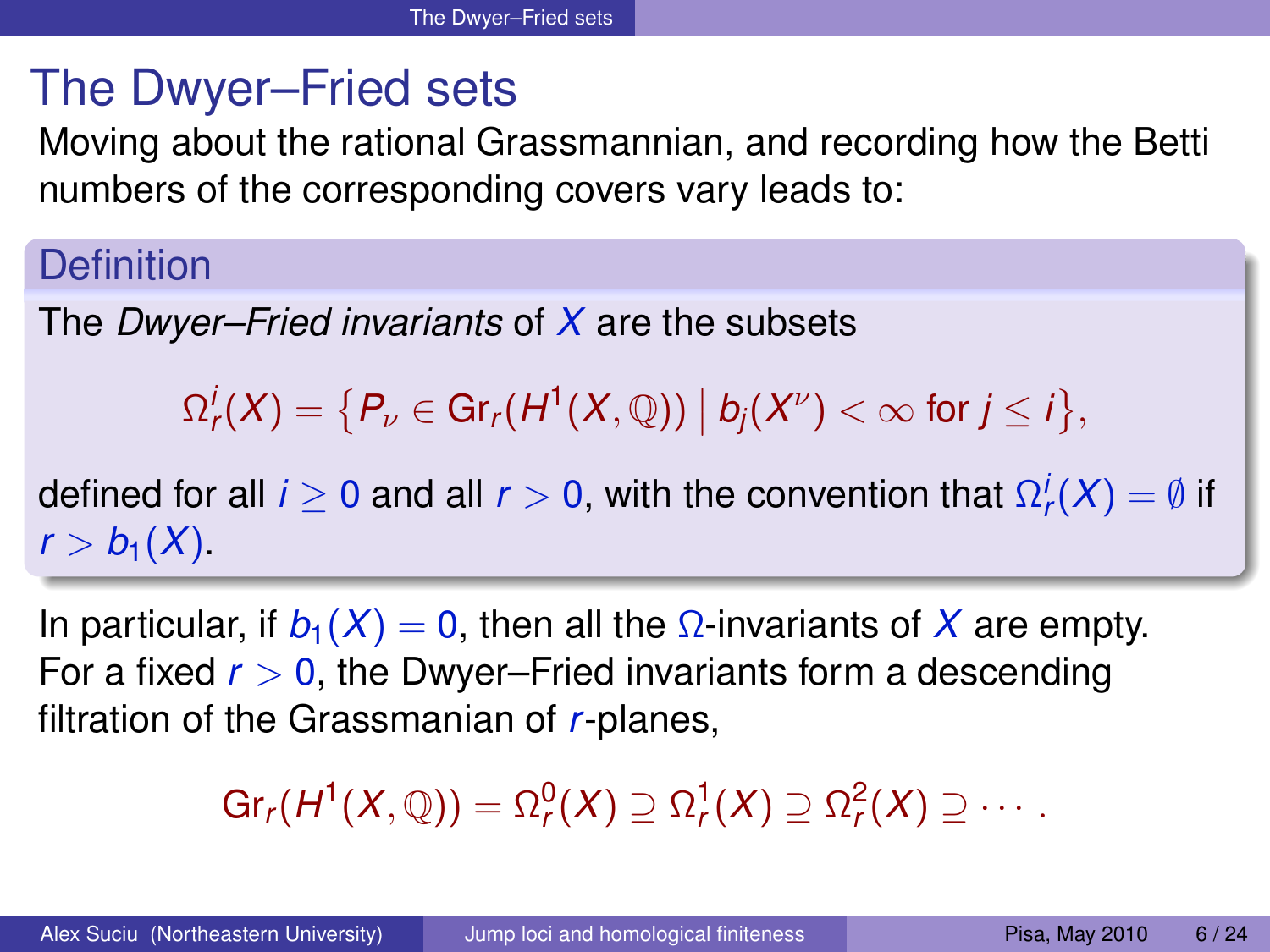# The Dwyer–Fried sets

Moving about the rational Grassmannian, and recording how the Betti numbers of the corresponding covers vary leads to:

**Definition**

The *Dwyer–Fried invariants* of $X$ are the subsets

$$\Omega^i_r(X) = \{P_\nu \in \mathrm{Gr}_r(H^1(X,\mathbb{Q})) \mid b_j(X^\nu) < \infty \text{ for } j \leq i\},$$

defined for all $i \geq 0$ and all $r > 0$, with the convention that $\Omega^i_r(X) = \emptyset$ if $r > b_1(X)$.

In particular, if $b_1(X) = 0$, then all the $\Omega$-invariants of $X$ are empty. For a fixed $r > 0$, the Dwyer–Fried invariants form a descending filtration of the Grassmanian of $r$-planes,

$$\mathrm{Gr}_r(H^1(X,\mathbb{Q})) = \Omega^0_r(X) \supseteq \Omega^1_r(X) \supseteq \Omega^2_r(X) \supseteq \cdots .$$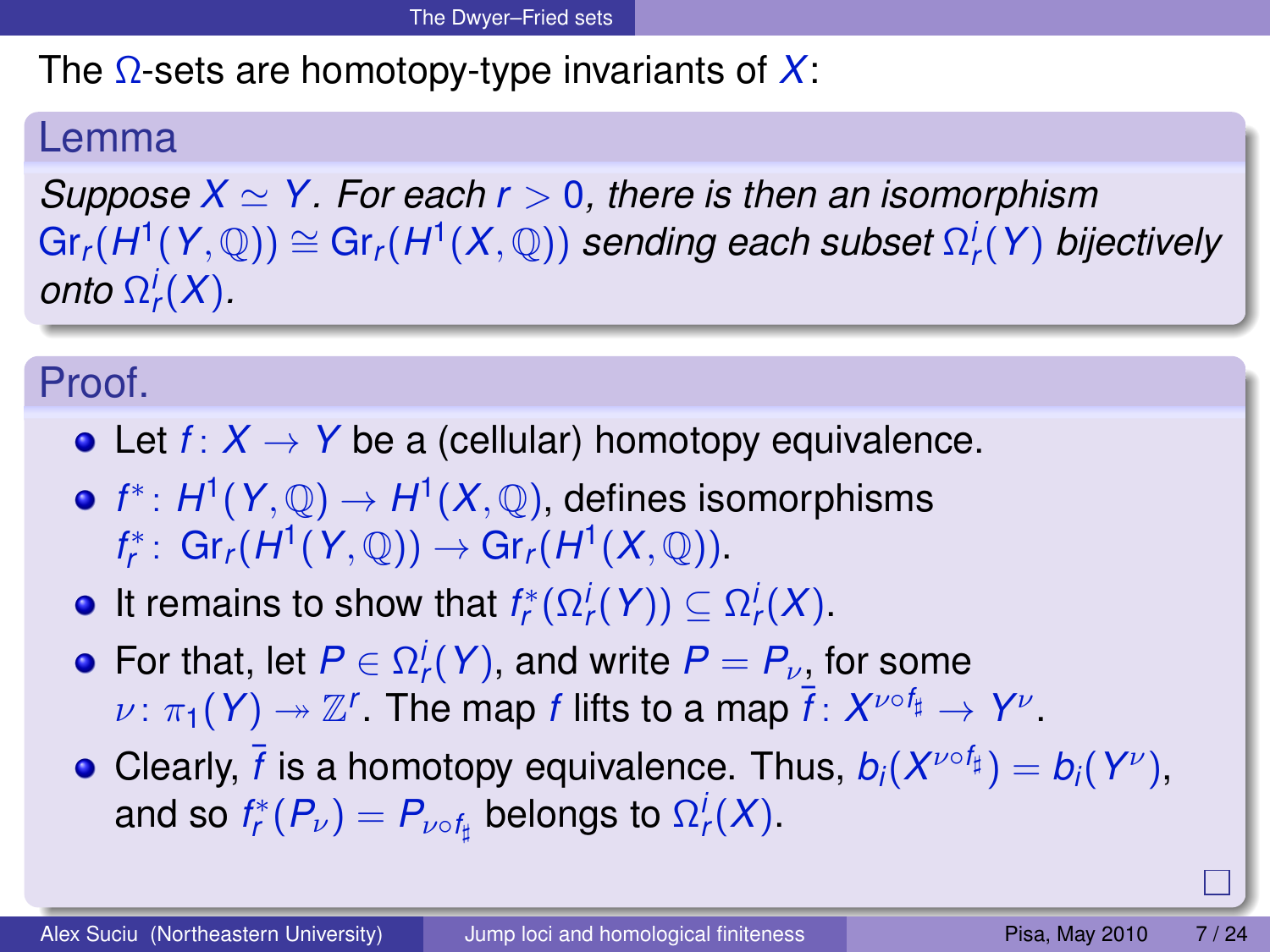## The Dwyer–Fried sets

The $\Omega$-sets are homotopy-type invariants of $X$:

### Lemma

*Suppose $X \simeq Y$. For each $r > 0$, there is then an isomorphism $\mathrm{Gr}_r(H^1(Y, \mathbb{Q})) \cong \mathrm{Gr}_r(H^1(X, \mathbb{Q}))$ sending each subset $\Omega^i_r(Y)$ bijectively onto $\Omega^i_r(X)$.*

### Proof.

- Let $f \colon X \to Y$ be a (cellular) homotopy equivalence.
- $f^* \colon H^1(Y, \mathbb{Q}) \to H^1(X, \mathbb{Q})$, defines isomorphisms $f^*_r \colon \mathrm{Gr}_r(H^1(Y, \mathbb{Q})) \to \mathrm{Gr}_r(H^1(X, \mathbb{Q}))$.
- It remains to show that $f^*_r(\Omega^i_r(Y)) \subseteq \Omega^i_r(X)$.
- For that, let $P \in \Omega^i_r(Y)$, and write $P = P_\nu$, for some $\nu \colon \pi_1(Y) \twoheadrightarrow \mathbb{Z}^r$. The map $f$ lifts to a map $\bar{f} \colon X^{\nu \circ f_\sharp} \to Y^\nu$.
- Clearly, $\bar{f}$ is a homotopy equivalence. Thus, $b_i(X^{\nu \circ f_\sharp}) = b_i(Y^\nu)$, and so $f^*_r(P_\nu) = P_{\nu \circ f_\sharp}$ belongs to $\Omega^i_r(X)$.

$\square$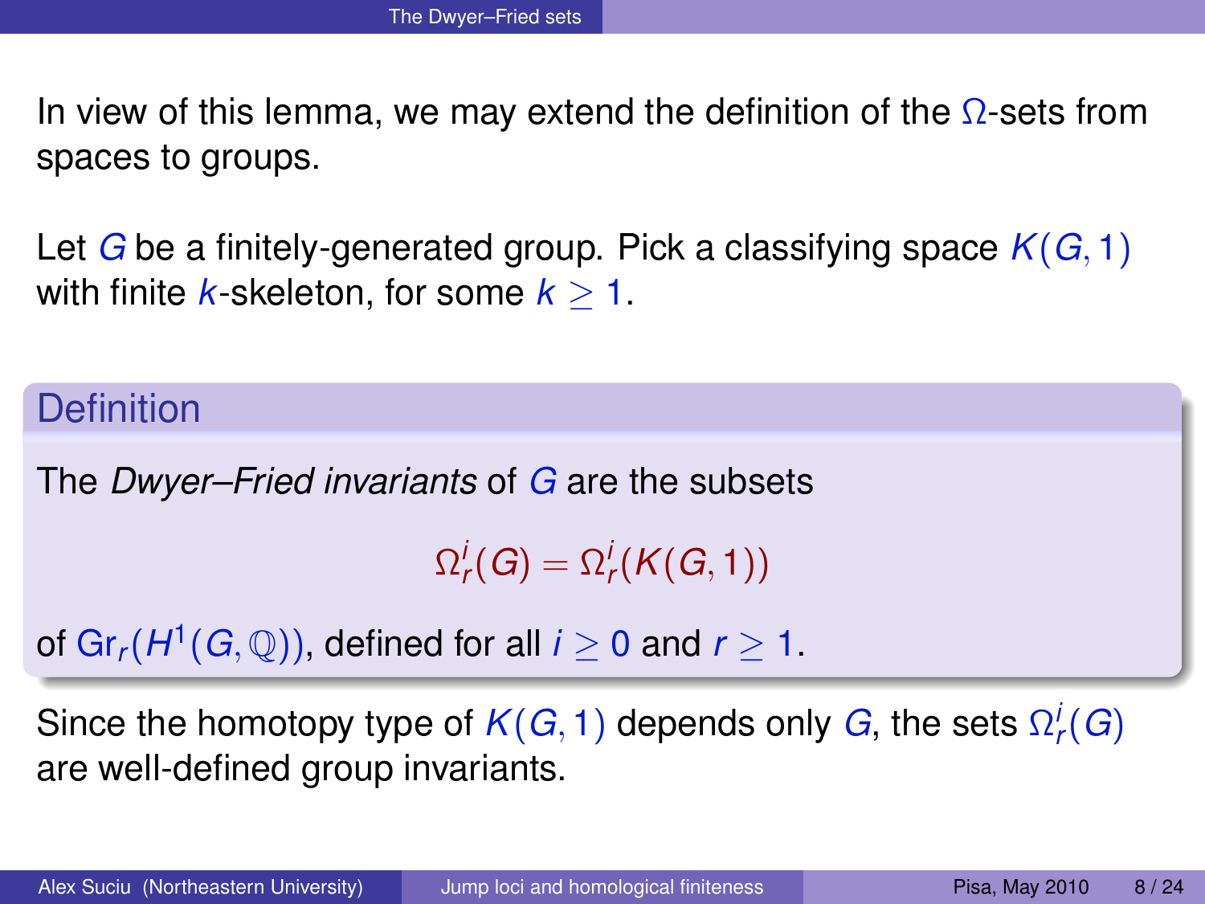In view of this lemma, we may extend the definition of the $\Omega$-sets from spaces to groups.

Let $G$ be a finitely-generated group. Pick a classifying space $K(G,1)$ with finite $k$-skeleton, for some $k \geq 1$.

**Definition**

The *Dwyer–Fried invariants* of $G$ are the subsets

$$\Omega_r^i(G) = \Omega_r^i(K(G,1))$$

of $\mathrm{Gr}_r(H^1(G,\mathbb{Q}))$, defined for all $i \geq 0$ and $r \geq 1$.

Since the homotopy type of $K(G,1)$ depends only $G$, the sets $\Omega_r^i(G)$ are well-defined group invariants.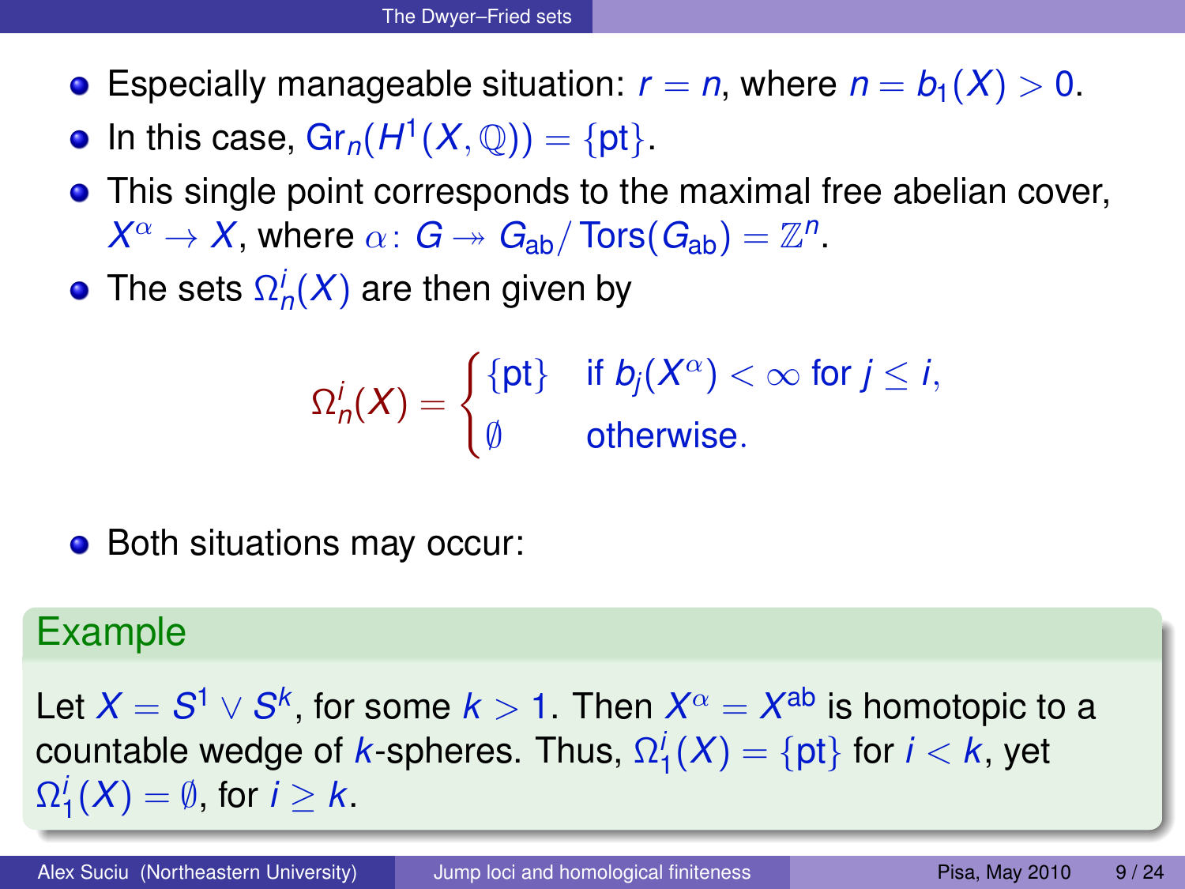- Especially manageable situation: $r = n$, where $n = b_1(X) > 0$.
- In this case, $\mathrm{Gr}_n(H^1(X, \mathbb{Q})) = \{\mathrm{pt}\}$.
- This single point corresponds to the maximal free abelian cover, $X^\alpha \to X$, where $\alpha\colon G \twoheadrightarrow G_{\mathrm{ab}}/\operatorname{Tors}(G_{\mathrm{ab}}) = \mathbb{Z}^n$.
- The sets $\Omega^i_n(X)$ are then given by

$$\Omega^i_n(X) = \begin{cases} \{\mathrm{pt}\} & \text{if } b_j(X^\alpha) < \infty \text{ for } j \le i, \\ \emptyset & \text{otherwise.} \end{cases}$$

- Both situations may occur:

**Example**

Let $X = S^1 \vee S^k$, for some $k > 1$. Then $X^\alpha = X^{\mathrm{ab}}$ is homotopic to a countable wedge of $k$-spheres. Thus, $\Omega^i_1(X) = \{\mathrm{pt}\}$ for $i < k$, yet $\Omega^i_1(X) = \emptyset$, for $i \ge k$.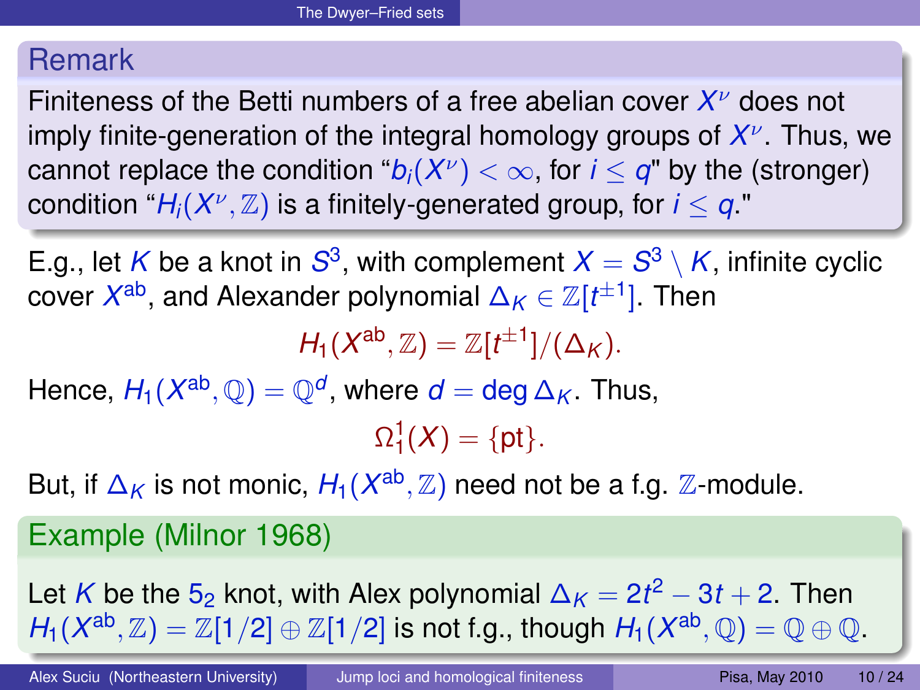### Remark

Finiteness of the Betti numbers of a free abelian cover $X^\nu$ does not imply finite-generation of the integral homology groups of $X^\nu$. Thus, we cannot replace the condition "$b_i(X^\nu) < \infty$, for $i \le q$" by the (stronger) condition "$H_i(X^\nu, \mathbb{Z})$ is a finitely-generated group, for $i \le q$."

E.g., let $K$ be a knot in $S^3$, with complement $X = S^3 \setminus K$, infinite cyclic cover $X^{\text{ab}}$, and Alexander polynomial $\Delta_K \in \mathbb{Z}[t^{\pm 1}]$. Then

$$H_1(X^{\text{ab}}, \mathbb{Z}) = \mathbb{Z}[t^{\pm 1}]/(\Delta_K).$$

Hence, $H_1(X^{\text{ab}}, \mathbb{Q}) = \mathbb{Q}^d$, where $d = \deg \Delta_K$. Thus,

$$\Omega_1^1(X) = \{\text{pt}\}.$$

But, if $\Delta_K$ is not monic, $H_1(X^{\text{ab}}, \mathbb{Z})$ need not be a f.g. $\mathbb{Z}$-module.

### Example (Milnor 1968)

Let $K$ be the $5_2$ knot, with Alex polynomial $\Delta_K = 2t^2 - 3t + 2$. Then $H_1(X^{\text{ab}}, \mathbb{Z}) = \mathbb{Z}[1/2] \oplus \mathbb{Z}[1/2]$ is not f.g., though $H_1(X^{\text{ab}}, \mathbb{Q}) = \mathbb{Q} \oplus \mathbb{Q}$.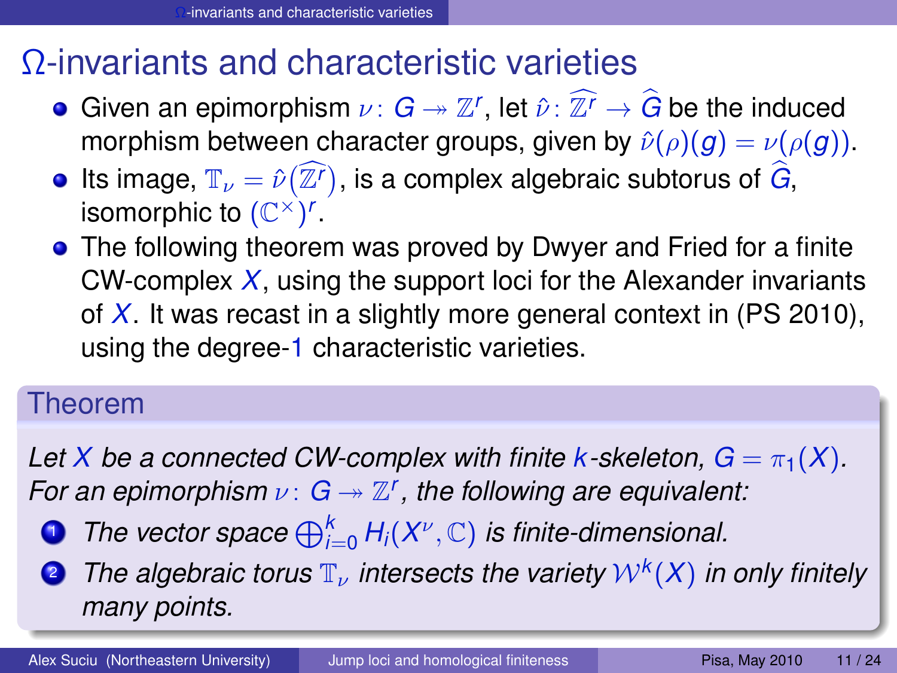# $\Omega$-invariants and characteristic varieties

- Given an epimorphism $\nu\colon G \twoheadrightarrow \mathbb{Z}^r$, let $\hat{\nu}\colon \widehat{\mathbb{Z}^r} \to \widehat{G}$ be the induced morphism between character groups, given by $\hat{\nu}(\rho)(g) = \nu(\rho(g))$.
- Its image, $\mathbb{T}_\nu = \hat{\nu}\big(\widehat{\mathbb{Z}^r}\big)$, is a complex algebraic subtorus of $\widehat{G}$, isomorphic to $(\mathbb{C}^\times)^r$.
- The following theorem was proved by Dwyer and Fried for a finite CW-complex $X$, using the support loci for the Alexander invariants of $X$. It was recast in a slightly more general context in (PS 2010), using the degree-1 characteristic varieties.

### Theorem

*Let $X$ be a connected CW-complex with finite $k$-skeleton, $G = \pi_1(X)$. For an epimorphism $\nu\colon G \twoheadrightarrow \mathbb{Z}^r$, the following are equivalent:*

1. *The vector space $\bigoplus_{i=0}^{k} H_i(X^\nu, \mathbb{C})$ is finite-dimensional.*
2. *The algebraic torus $\mathbb{T}_\nu$ intersects the variety $\mathcal{W}^k(X)$ in only finitely many points.*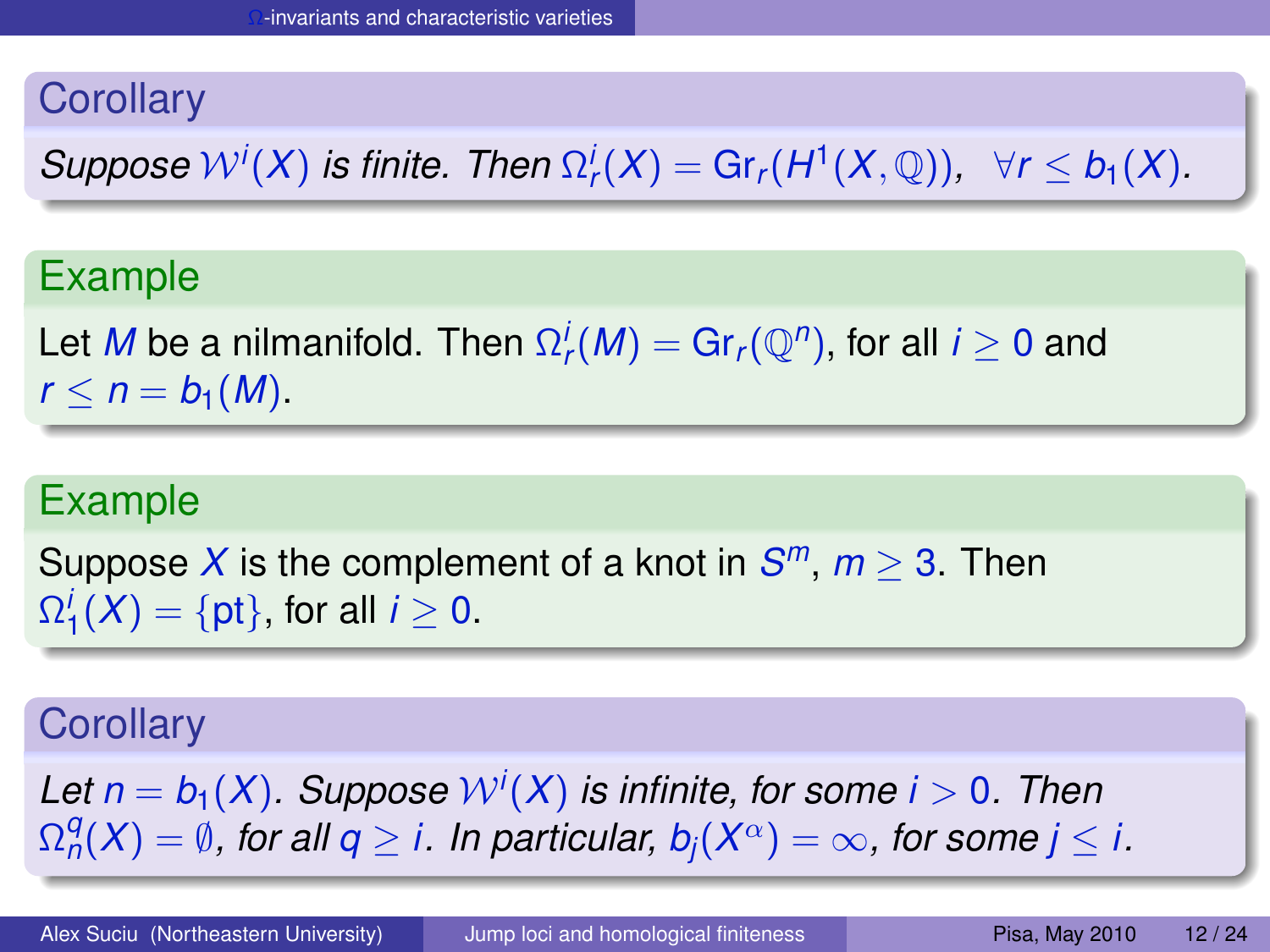### Corollary

*Suppose $\mathcal{W}^i(X)$ is finite. Then $\Omega^i_r(X) = \mathrm{Gr}_r(H^1(X,\mathbb{Q}))$, $\forall r \leq b_1(X)$.*

### Example

Let $M$ be a nilmanifold. Then $\Omega^i_r(M) = \mathrm{Gr}_r(\mathbb{Q}^n)$, for all $i \geq 0$ and $r \leq n = b_1(M)$.

### Example

Suppose $X$ is the complement of a knot in $S^m$, $m \geq 3$. Then $\Omega^i_1(X) = \{\mathrm{pt}\}$, for all $i \geq 0$.

### Corollary

*Let $n = b_1(X)$. Suppose $\mathcal{W}^i(X)$ is infinite, for some $i > 0$. Then $\Omega^q_n(X) = \emptyset$, for all $q \geq i$. In particular, $b_j(X^\alpha) = \infty$, for some $j \leq i$.*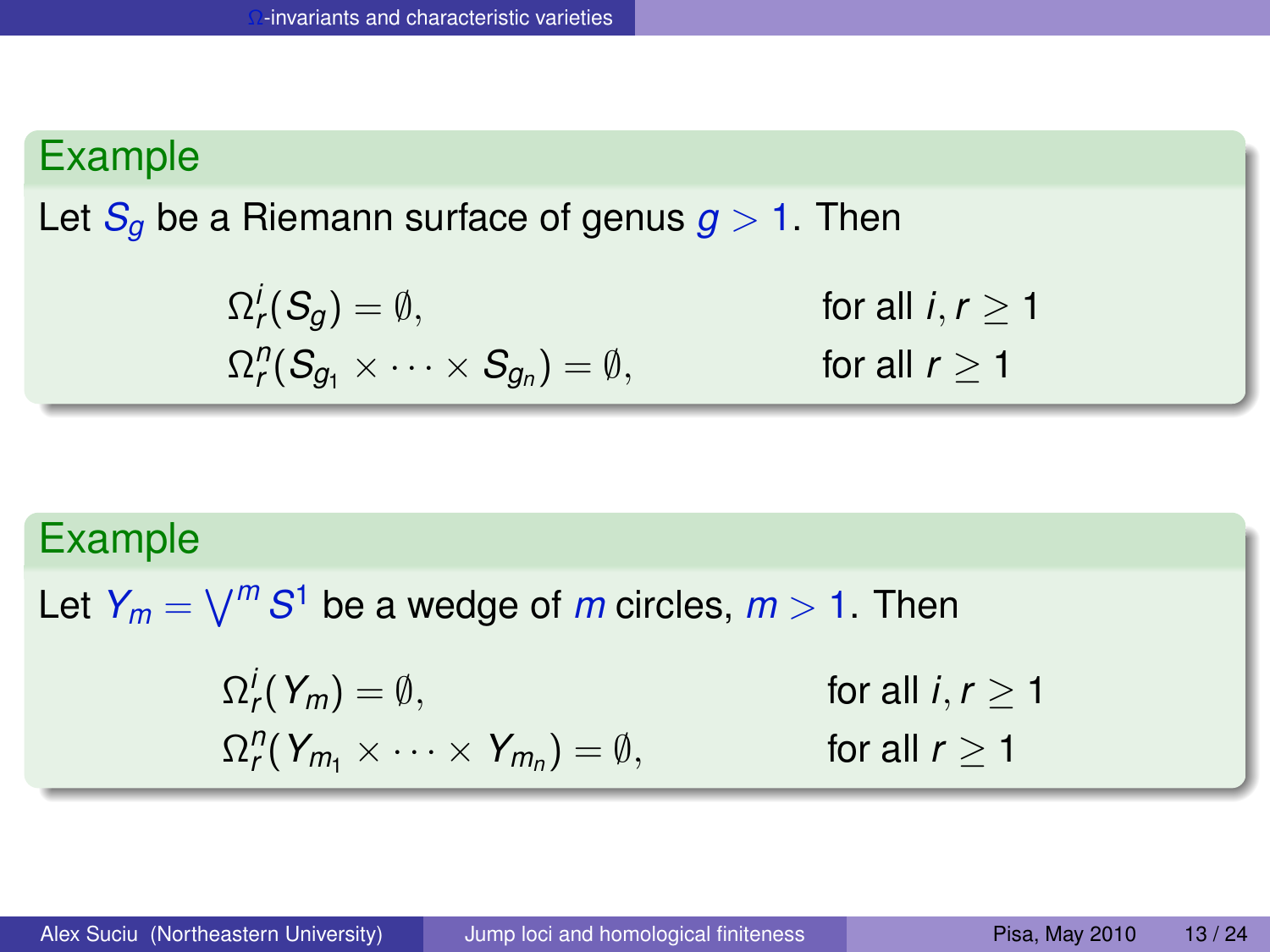### Example

Let $S_g$ be a Riemann surface of genus $g > 1$. Then

$$\Omega^i_r(S_g) = \emptyset, \qquad \text{for all } i, r \geq 1$$

$$\Omega^n_r(S_{g_1} \times \cdots \times S_{g_n}) = \emptyset, \qquad \text{for all } r \geq 1$$

### Example

Let $Y_m = \bigvee^m S^1$ be a wedge of $m$ circles, $m > 1$. Then

$$\Omega^i_r(Y_m) = \emptyset, \qquad \text{for all } i, r \geq 1$$

$$\Omega^n_r(Y_{m_1} \times \cdots \times Y_{m_n}) = \emptyset, \qquad \text{for all } r \geq 1$$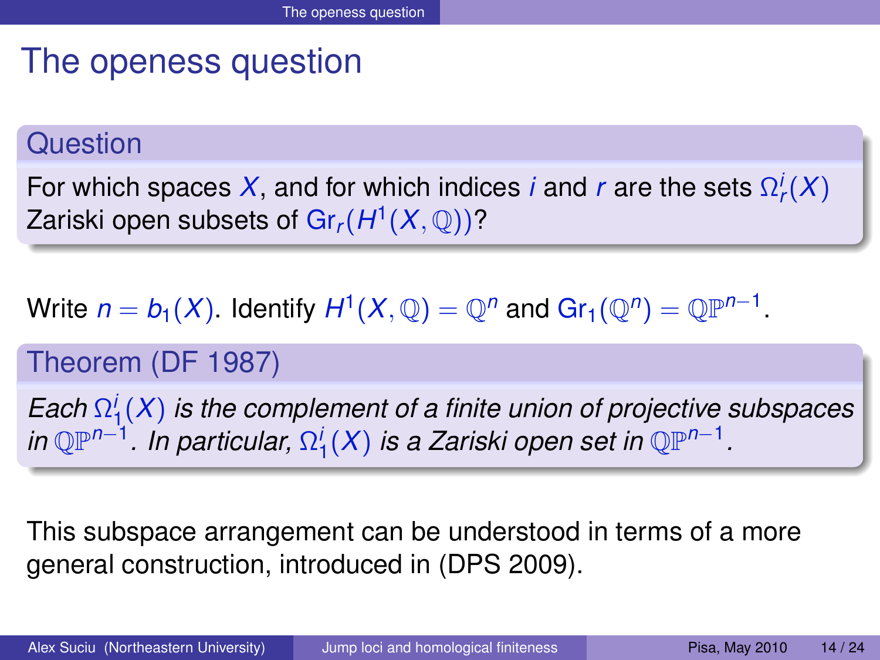# The openess question

**Question**

For which spaces $X$, and for which indices $i$ and $r$ are the sets $\Omega^i_r(X)$ Zariski open subsets of $\mathrm{Gr}_r(H^1(X,\mathbb{Q}))$?

Write $n = b_1(X)$. Identify $H^1(X,\mathbb{Q}) = \mathbb{Q}^n$ and $\mathrm{Gr}_1(\mathbb{Q}^n) = \mathbb{QP}^{n-1}$.

**Theorem (DF 1987)**

*Each $\Omega^i_1(X)$ is the complement of a finite union of projective subspaces in $\mathbb{QP}^{n-1}$. In particular, $\Omega^i_1(X)$ is a Zariski open set in $\mathbb{QP}^{n-1}$.*

This subspace arrangement can be understood in terms of a more general construction, introduced in (DPS 2009).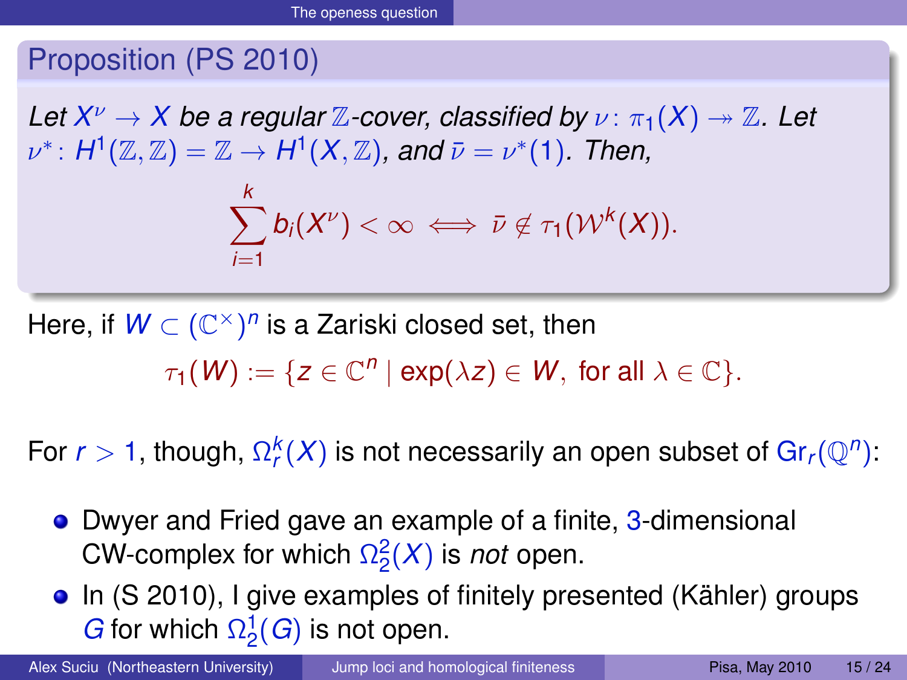## Proposition (PS 2010)

*Let $X^\nu \to X$ be a regular $\mathbb{Z}$-cover, classified by $\nu\colon \pi_1(X) \twoheadrightarrow \mathbb{Z}$. Let $\nu^*\colon H^1(\mathbb{Z},\mathbb{Z}) = \mathbb{Z} \to H^1(X,\mathbb{Z})$, and $\bar{\nu} = \nu^*(1)$. Then,*

$$\sum_{i=1}^{k} b_i(X^\nu) < \infty \iff \bar{\nu} \notin \tau_1(\mathcal{W}^k(X)).$$

Here, if $W \subset (\mathbb{C}^\times)^n$ is a Zariski closed set, then

$$\tau_1(W) := \{z \in \mathbb{C}^n \mid \exp(\lambda z) \in W, \text{ for all } \lambda \in \mathbb{C}\}.$$

For $r > 1$, though, $\Omega_r^k(X)$ is not necessarily an open subset of $\mathrm{Gr}_r(\mathbb{Q}^n)$:

- Dwyer and Fried gave an example of a finite, 3-dimensional CW-complex for which $\Omega_2^2(X)$ is *not* open.
- In (S 2010), I give examples of finitely presented (Kähler) groups $G$ for which $\Omega_2^1(G)$ is not open.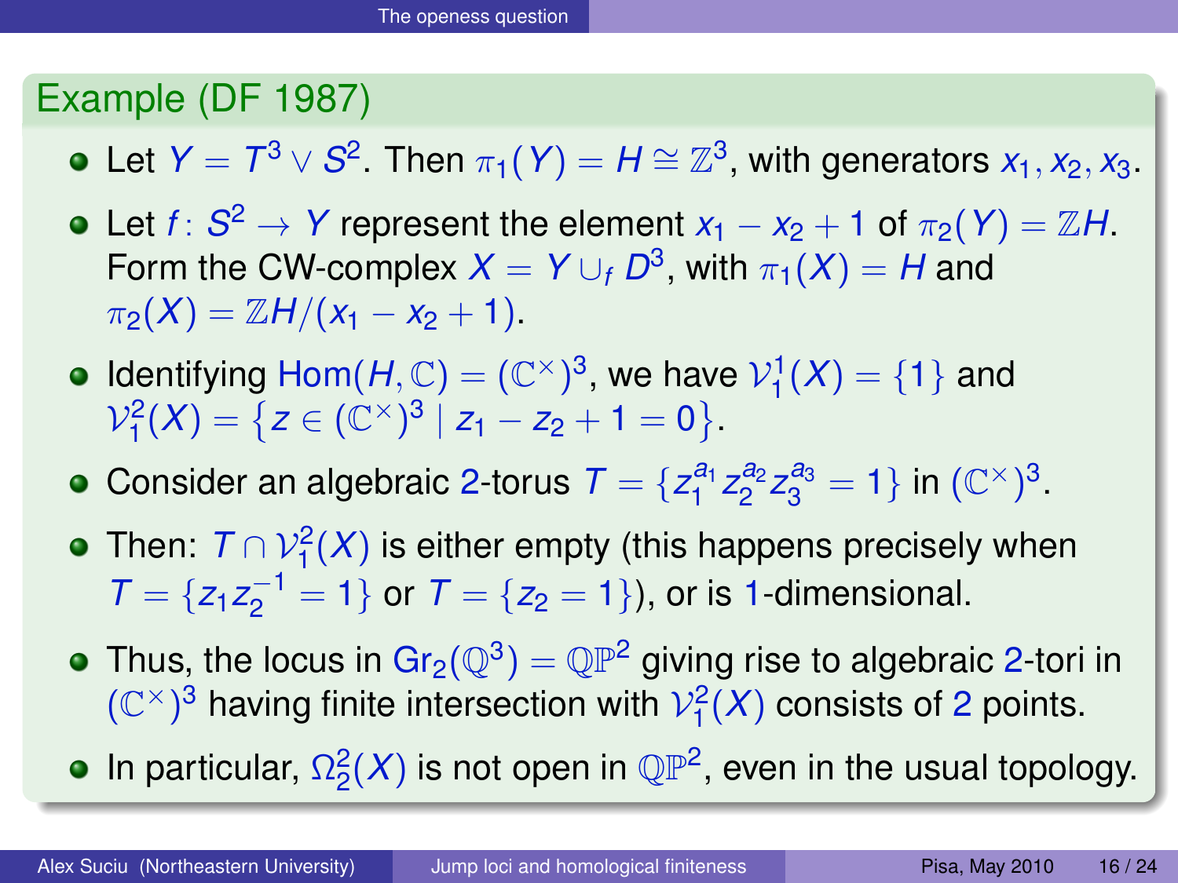## Example (DF 1987)

- Let $Y = T^3 \vee S^2$. Then $\pi_1(Y) = H \cong \mathbb{Z}^3$, with generators $x_1, x_2, x_3$.
- Let $f \colon S^2 \to Y$ represent the element $x_1 - x_2 + 1$ of $\pi_2(Y) = \mathbb{Z}H$. Form the CW-complex $X = Y \cup_f D^3$, with $\pi_1(X) = H$ and $\pi_2(X) = \mathbb{Z}H/(x_1 - x_2 + 1)$.
- Identifying $\mathrm{Hom}(H, \mathbb{C}) = (\mathbb{C}^\times)^3$, we have $\mathcal{V}_1^1(X) = \{1\}$ and $\mathcal{V}_1^2(X) = \{z \in (\mathbb{C}^\times)^3 \mid z_1 - z_2 + 1 = 0\}$.
- Consider an algebraic 2-torus $T = \{z_1^{a_1} z_2^{a_2} z_3^{a_3} = 1\}$ in $(\mathbb{C}^\times)^3$.
- Then: $T \cap \mathcal{V}_1^2(X)$ is either empty (this happens precisely when $T = \{z_1 z_2^{-1} = 1\}$ or $T = \{z_2 = 1\}$), or is 1-dimensional.
- Thus, the locus in $\mathrm{Gr}_2(\mathbb{Q}^3) = \mathbb{QP}^2$ giving rise to algebraic 2-tori in $(\mathbb{C}^\times)^3$ having finite intersection with $\mathcal{V}_1^2(X)$ consists of 2 points.
- In particular, $\Omega_2^2(X)$ is not open in $\mathbb{QP}^2$, even in the usual topology.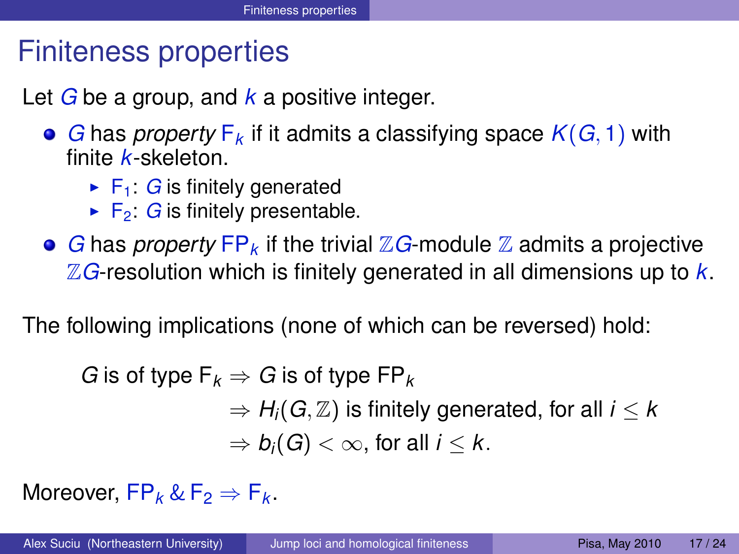# Finiteness properties

Let $G$ be a group, and $k$ a positive integer.

- $G$ has *property* $\mathrm{F}_k$ if it admits a classifying space $K(G,1)$ with finite $k$-skeleton.
  - $\mathrm{F}_1$: $G$ is finitely generated
  - $\mathrm{F}_2$: $G$ is finitely presentable.
- $G$ has *property* $\mathrm{FP}_k$ if the trivial $\mathbb{Z}G$-module $\mathbb{Z}$ admits a projective $\mathbb{Z}G$-resolution which is finitely generated in all dimensions up to $k$.

The following implications (none of which can be reversed) hold:

$$
\begin{aligned}
G \text{ is of type } \mathrm{F}_k &\Rightarrow G \text{ is of type } \mathrm{FP}_k \\
&\Rightarrow H_i(G,\mathbb{Z}) \text{ is finitely generated, for all } i \leq k \\
&\Rightarrow b_i(G) < \infty, \text{ for all } i \leq k.
\end{aligned}
$$

Moreover, $\mathrm{FP}_k \,\&\, \mathrm{F}_2 \Rightarrow \mathrm{F}_k$.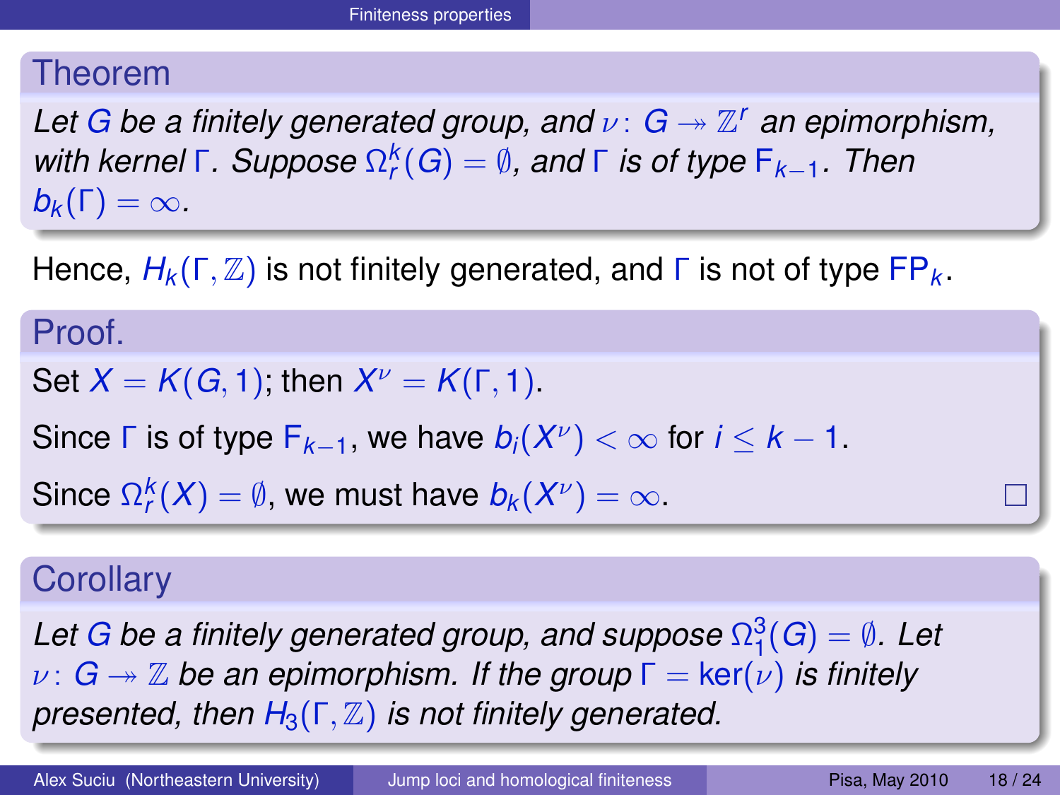## Theorem

*Let $G$ be a finitely generated group, and $\nu\colon G \twoheadrightarrow \mathbb{Z}^r$ an epimorphism, with kernel $\Gamma$. Suppose $\Omega^k_r(G) = \emptyset$, and $\Gamma$ is of type $\mathrm{F}_{k-1}$. Then $b_k(\Gamma) = \infty$.*

Hence, $H_k(\Gamma, \mathbb{Z})$ is not finitely generated, and $\Gamma$ is not of type $\mathrm{FP}_k$.

## Proof.

Set $X = K(G, 1)$; then $X^\nu = K(\Gamma, 1)$.

Since $\Gamma$ is of type $\mathrm{F}_{k-1}$, we have $b_i(X^\nu) < \infty$ for $i \leq k-1$.

Since $\Omega^k_r(X) = \emptyset$, we must have $b_k(X^\nu) = \infty$. □

## Corollary

*Let $G$ be a finitely generated group, and suppose $\Omega^3_1(G) = \emptyset$. Let $\nu\colon G \twoheadrightarrow \mathbb{Z}$ be an epimorphism. If the group $\Gamma = \ker(\nu)$ is finitely presented, then $H_3(\Gamma, \mathbb{Z})$ is not finitely generated.*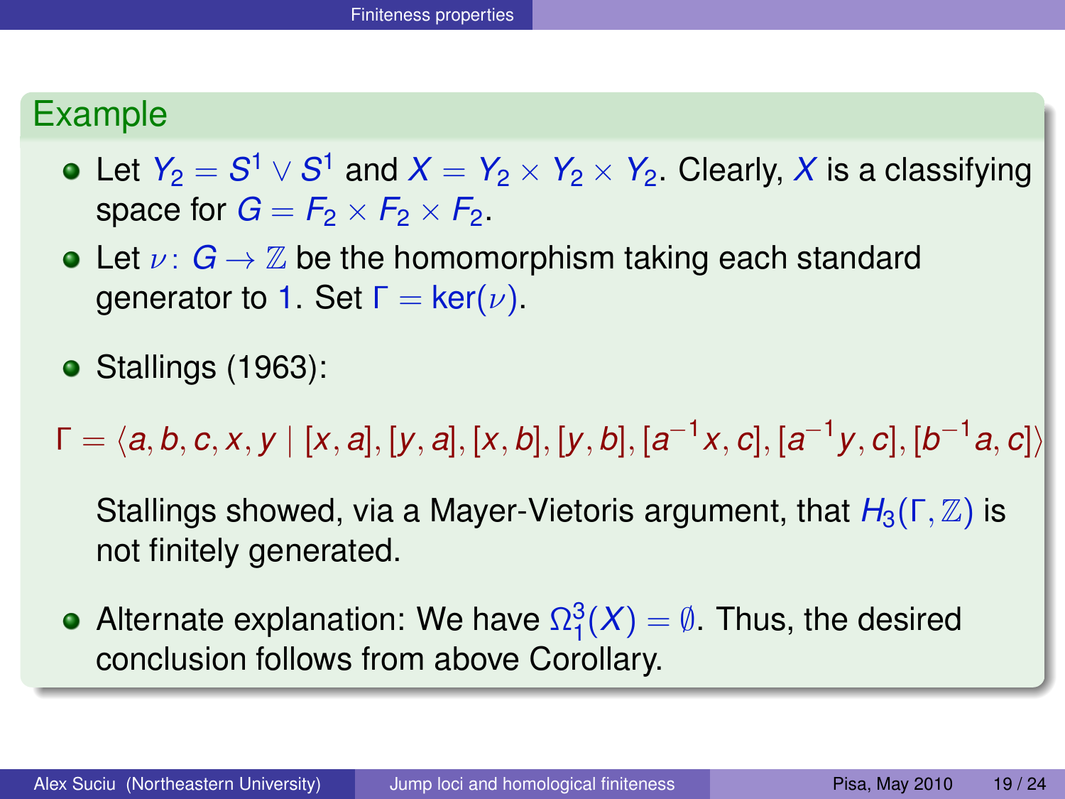## Example

- Let $Y_2 = S^1 \vee S^1$ and $X = Y_2 \times Y_2 \times Y_2$. Clearly, $X$ is a classifying space for $G = F_2 \times F_2 \times F_2$.
- Let $\nu \colon G \to \mathbb{Z}$ be the homomorphism taking each standard generator to $1$. Set $\Gamma = \ker(\nu)$.
- Stallings (1963):

$$\Gamma = \langle a, b, c, x, y \mid [x, a], [y, a], [x, b], [y, b], [a^{-1}x, c], [a^{-1}y, c], [b^{-1}a, c] \rangle$$

  Stallings showed, via a Mayer-Vietoris argument, that $H_3(\Gamma, \mathbb{Z})$ is not finitely generated.

- Alternate explanation: We have $\Omega^3_1(X) = \emptyset$. Thus, the desired conclusion follows from above Corollary.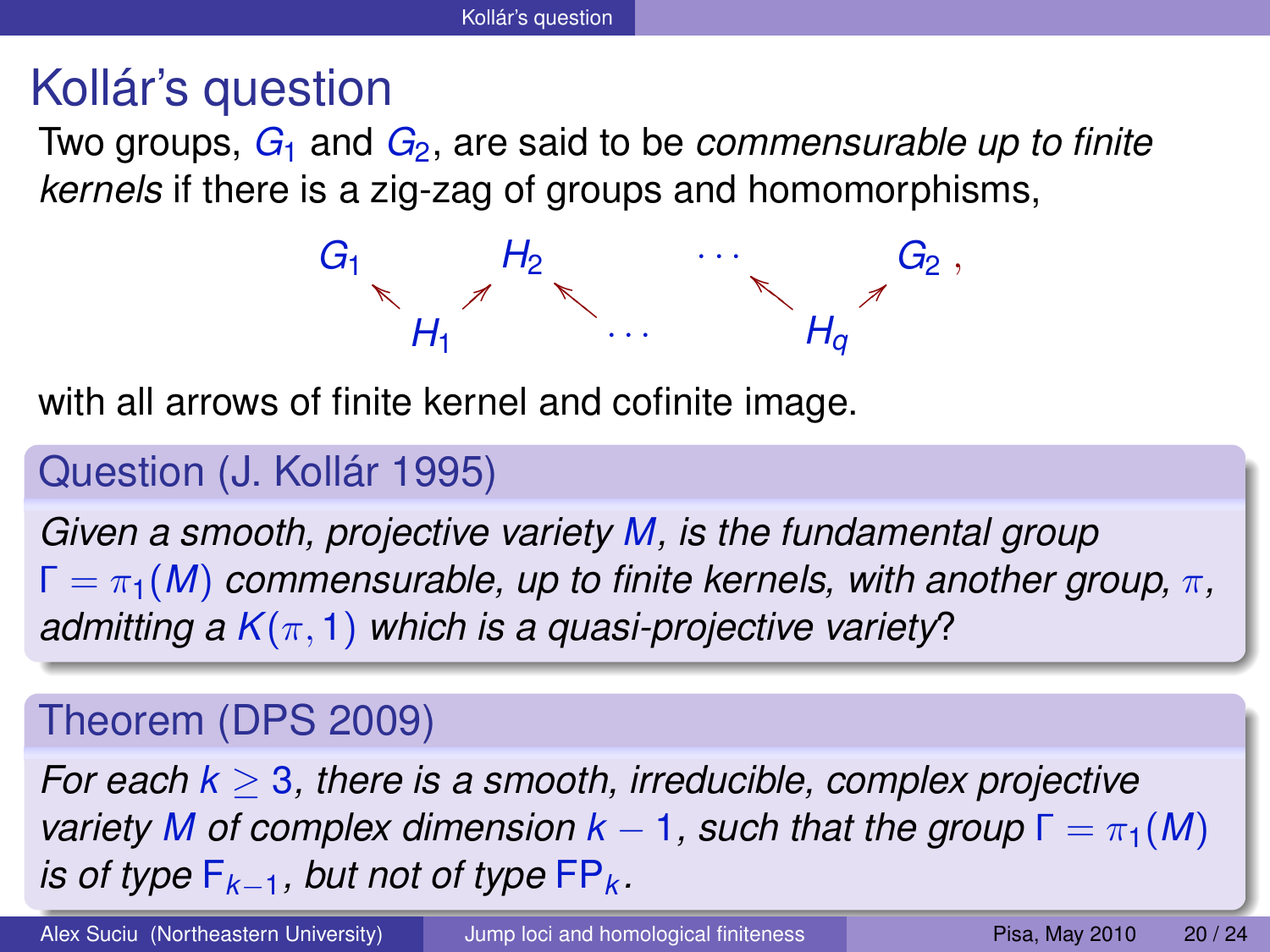# Kollár's question

Two groups, $G_1$ and $G_2$, are said to be *commensurable up to finite kernels* if there is a zig-zag of groups and homomorphisms,

$$
\begin{array}{ccccccccc}
G_1 & & & H_2 & & \cdots & & & G_2\,, \\
& \nwarrow & \nearrow & & \nwarrow & & \nwarrow & \nearrow & \\
& & H_1 & & & \cdots & H_q & &
\end{array}
$$

with all arrows of finite kernel and cofinite image.

**Question (J. Kollár 1995)**

*Given a smooth, projective variety $M$, is the fundamental group $\Gamma = \pi_1(M)$ commensurable, up to finite kernels, with another group, $\pi$, admitting a $K(\pi, 1)$ which is a quasi-projective variety?*

**Theorem (DPS 2009)**

*For each $k \geq 3$, there is a smooth, irreducible, complex projective variety $M$ of complex dimension $k - 1$, such that the group $\Gamma = \pi_1(M)$ is of type $\mathrm{F}_{k-1}$, but not of type $\mathrm{FP}_k$.*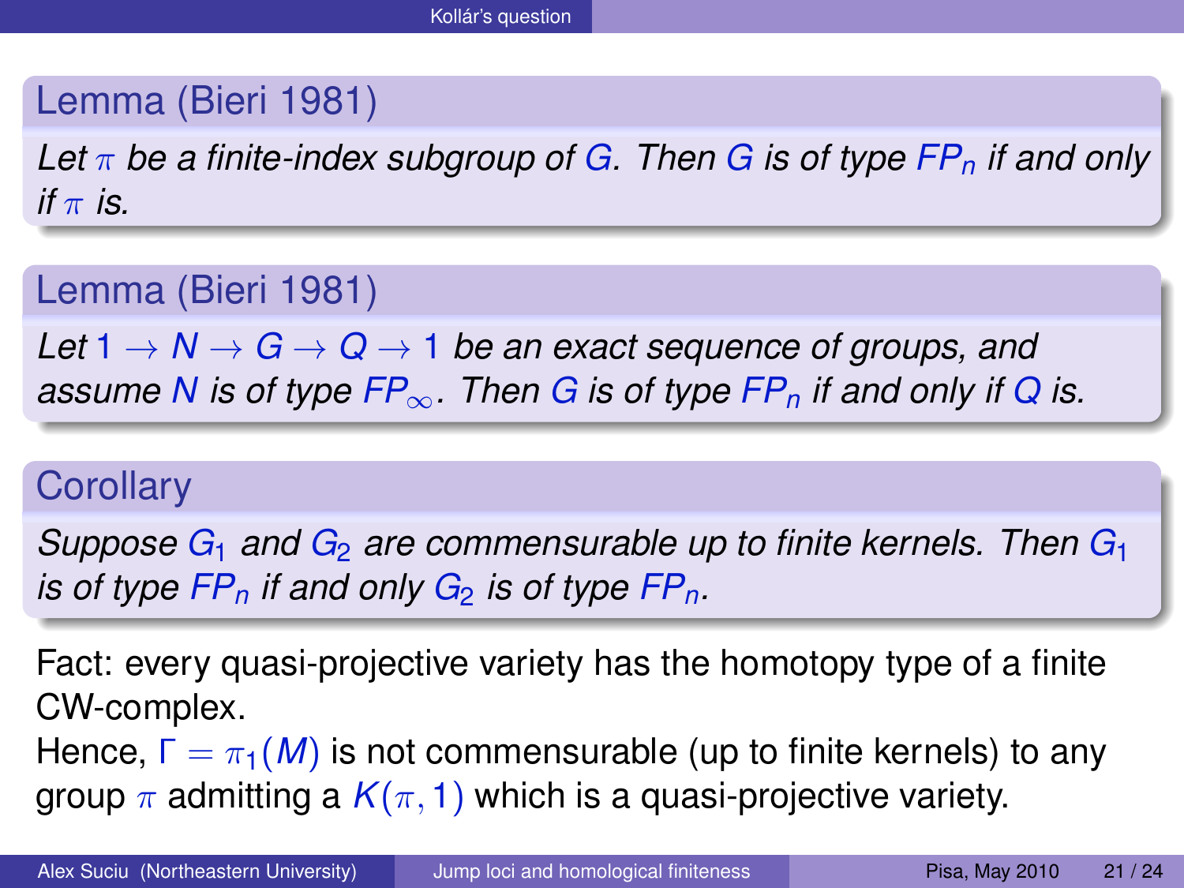**Lemma (Bieri 1981)**

*Let $\pi$ be a finite-index subgroup of $G$. Then $G$ is of type $FP_n$ if and only if $\pi$ is.*

**Lemma (Bieri 1981)**

*Let $1 \to N \to G \to Q \to 1$ be an exact sequence of groups, and assume $N$ is of type $FP_\infty$. Then $G$ is of type $FP_n$ if and only if $Q$ is.*

**Corollary**

*Suppose $G_1$ and $G_2$ are commensurable up to finite kernels. Then $G_1$ is of type $FP_n$ if and only $G_2$ is of type $FP_n$.*

Fact: every quasi-projective variety has the homotopy type of a finite CW-complex.

Hence, $\Gamma = \pi_1(M)$ is not commensurable (up to finite kernels) to any group $\pi$ admitting a $K(\pi, 1)$ which is a quasi-projective variety.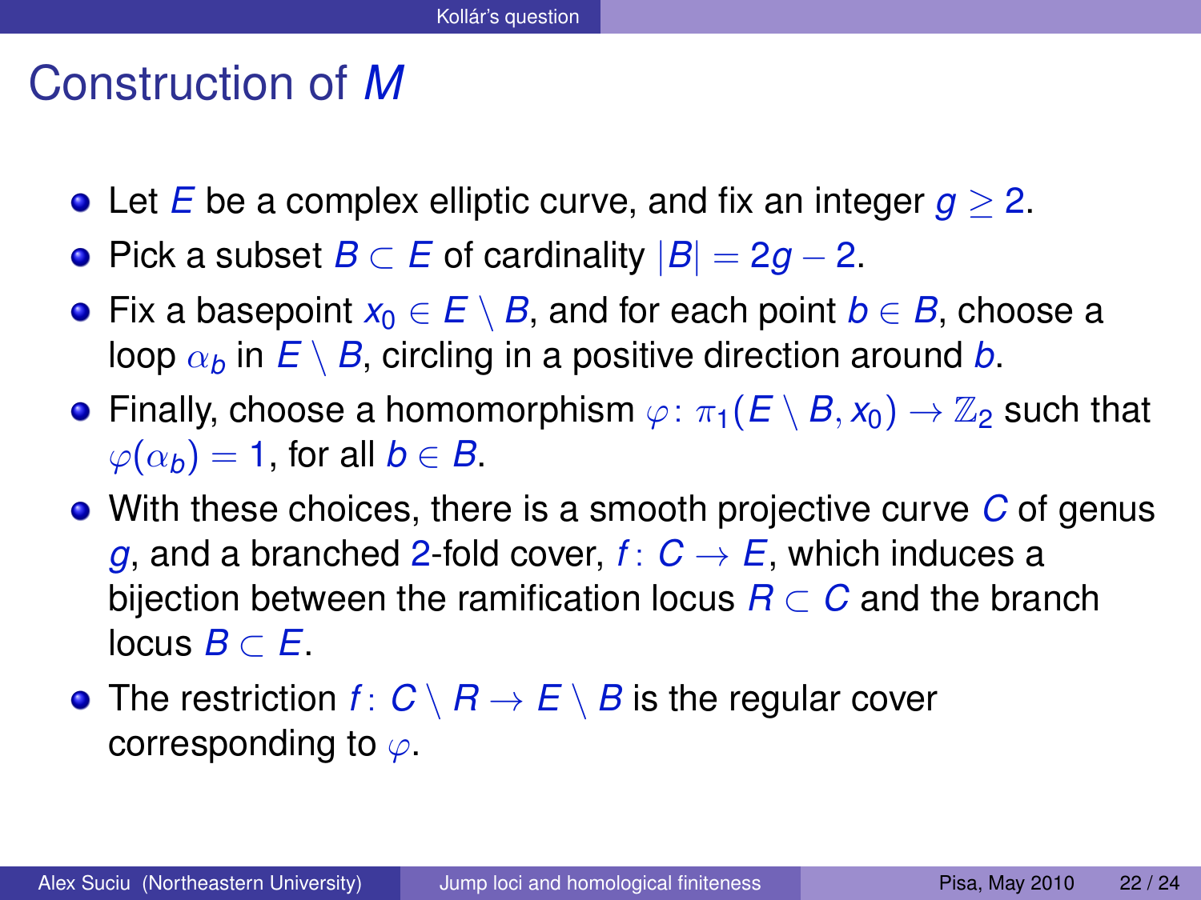# Construction of $M$

- Let $E$ be a complex elliptic curve, and fix an integer $g \geq 2$.
- Pick a subset $B \subset E$ of cardinality $|B| = 2g - 2$.
- Fix a basepoint $x_0 \in E \setminus B$, and for each point $b \in B$, choose a loop $\alpha_b$ in $E \setminus B$, circling in a positive direction around $b$.
- Finally, choose a homomorphism $\varphi\colon \pi_1(E \setminus B, x_0) \to \mathbb{Z}_2$ such that $\varphi(\alpha_b) = 1$, for all $b \in B$.
- With these choices, there is a smooth projective curve $C$ of genus $g$, and a branched 2-fold cover, $f\colon C \to E$, which induces a bijection between the ramification locus $R \subset C$ and the branch locus $B \subset E$.
- The restriction $f\colon C \setminus R \to E \setminus B$ is the regular cover corresponding to $\varphi$.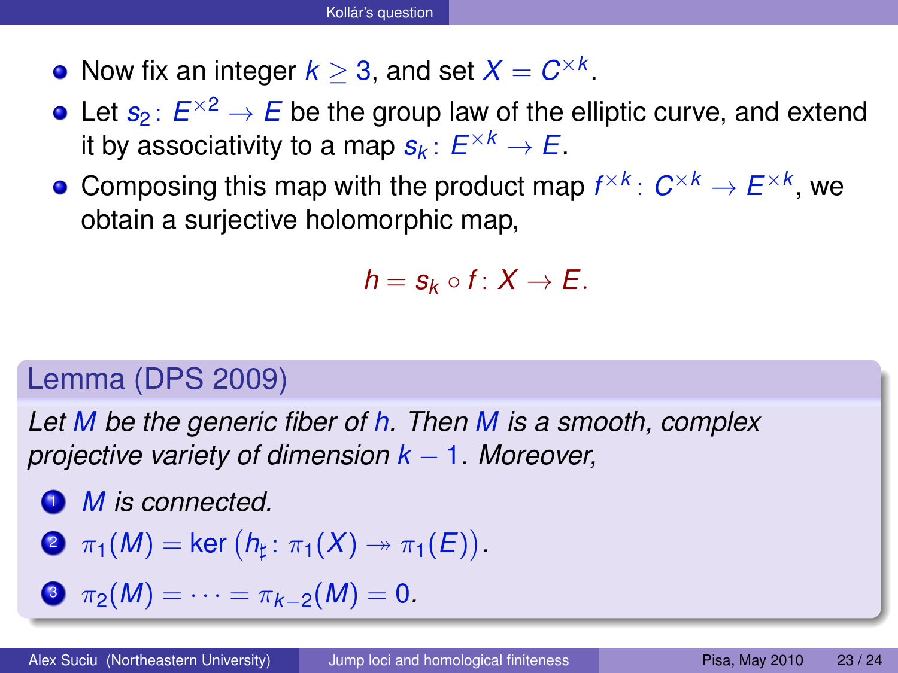- Now fix an integer $k \geq 3$, and set $X = C^{\times k}$.
- Let $s_2 \colon E^{\times 2} \to E$ be the group law of the elliptic curve, and extend it by associativity to a map $s_k \colon E^{\times k} \to E$.
- Composing this map with the product map $f^{\times k} \colon C^{\times k} \to E^{\times k}$, we obtain a surjective holomorphic map,

$$h = s_k \circ f \colon X \to E.$$

### Lemma (DPS 2009)

*Let $M$ be the generic fiber of $h$. Then $M$ is a smooth, complex projective variety of dimension $k-1$. Moreover,*

1. *$M$ is connected.*
2. $\pi_1(M) = \ker\left(h_\sharp \colon \pi_1(X) \twoheadrightarrow \pi_1(E)\right)$.
3. $\pi_2(M) = \cdots = \pi_{k-2}(M) = 0$.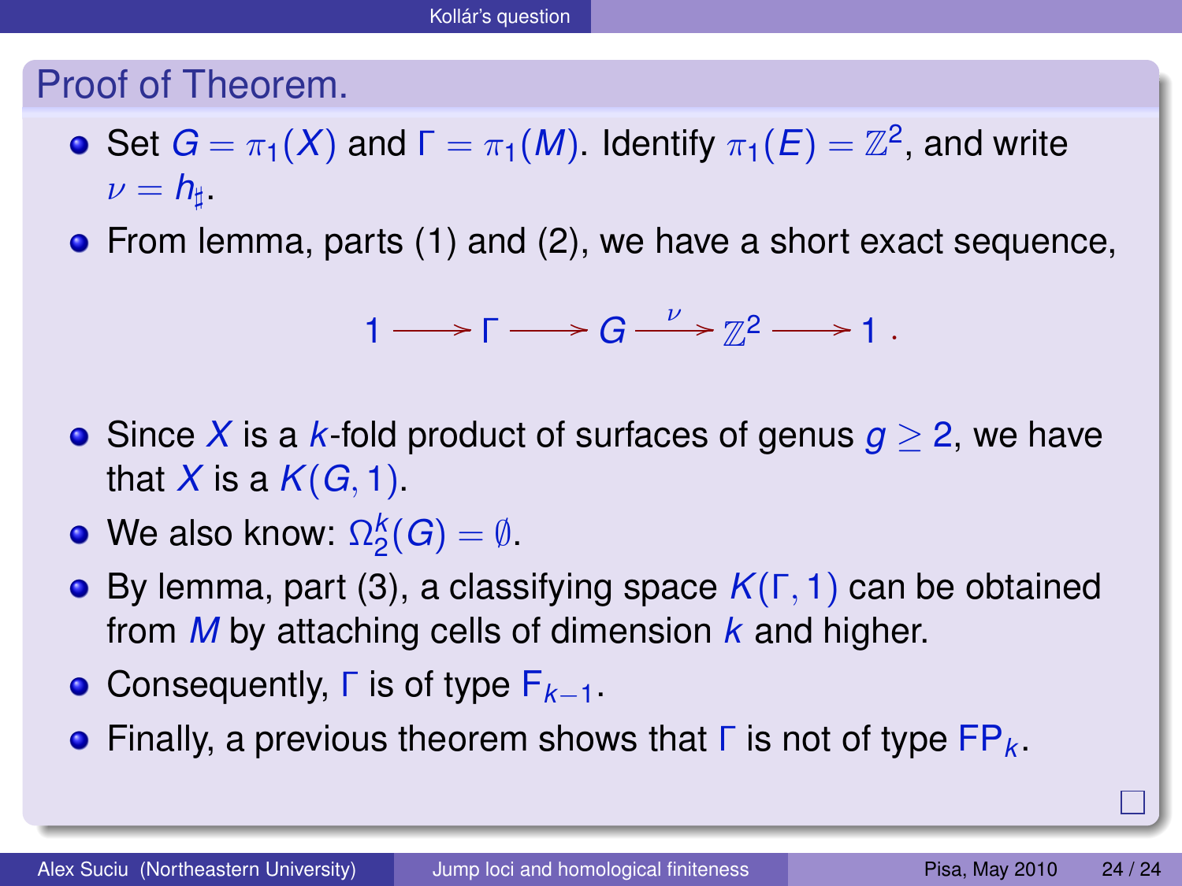## Proof of Theorem.

- Set $G = \pi_1(X)$ and $\Gamma = \pi_1(M)$. Identify $\pi_1(E) = \mathbb{Z}^2$, and write $\nu = h_\sharp$.
- From lemma, parts (1) and (2), we have a short exact sequence,

$$1 \longrightarrow \Gamma \longrightarrow G \xrightarrow{\ \nu\ } \mathbb{Z}^2 \longrightarrow 1 .$$

- Since $X$ is a $k$-fold product of surfaces of genus $g \geq 2$, we have that $X$ is a $K(G, 1)$.
- We also know: $\Omega_2^k(G) = \emptyset$.
- By lemma, part (3), a classifying space $K(\Gamma, 1)$ can be obtained from $M$ by attaching cells of dimension $k$ and higher.
- Consequently, $\Gamma$ is of type $\mathrm{F}_{k-1}$.
- Finally, a previous theorem shows that $\Gamma$ is not of type $\mathrm{FP}_k$.

□